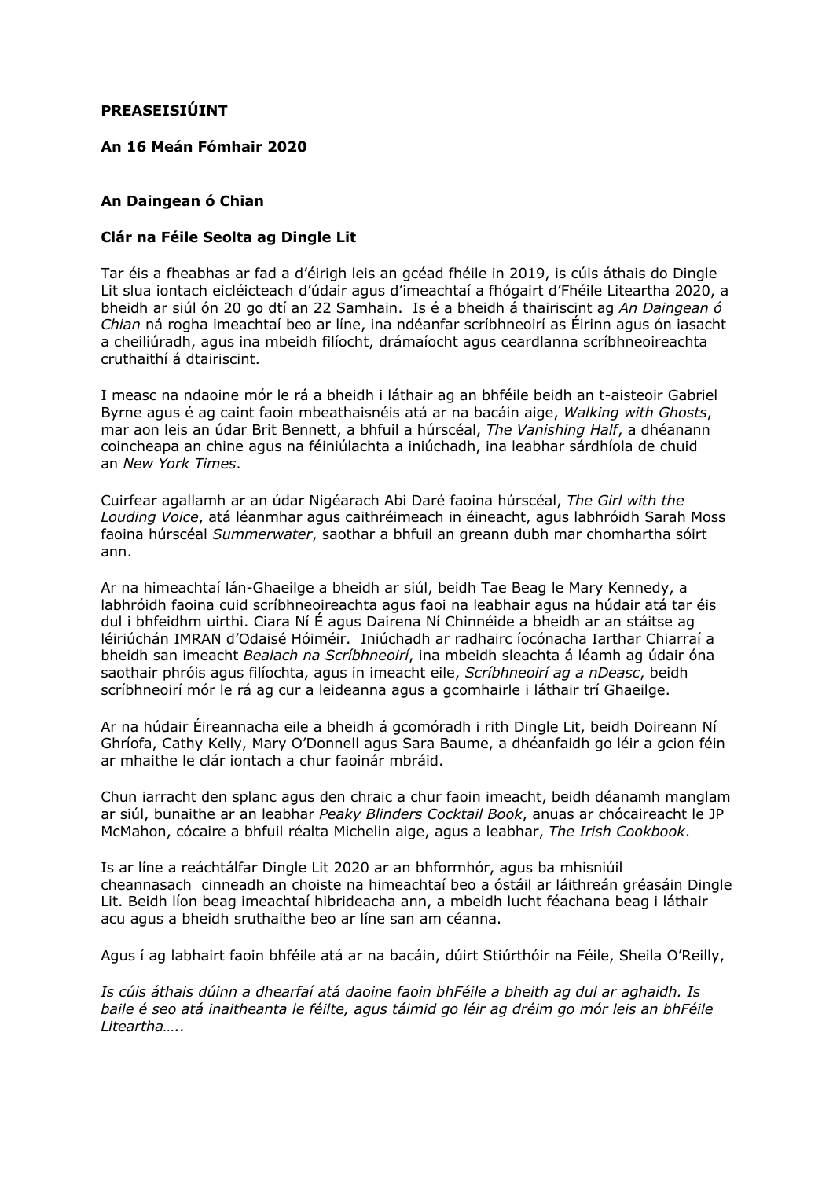**PREASEISIÚINT**

**An 16 Meán Fómhair 2020**

**An Daingean ó Chian**

**Clár na Féile Seolta ag Dingle Lit**

Tar éis a fheabhas ar fad a d'éirigh leis an gcéad fhéile in 2019, is cúis áthais do Dingle Lit slua iontach eicléicteach d'údair agus d'imeachtaí a fhógairt d'Fhéile Liteartha 2020, a bheidh ar siúl ón 20 go dtí an 22 Samhain. Is é a bheidh á thairiscint ag *An Daingean ó Chian* ná rogha imeachtaí beo ar líne, ina ndéanfar scríbhneoirí as Éirinn agus ón iasacht a cheiliúradh, agus ina mbeidh filíocht, drámaíocht agus ceardlanna scríbhneoireachta cruthaithí á dtairiscint.

I measc na ndaoine mór le rá a bheidh i láthair ag an bhféile beidh an t-aisteoir Gabriel Byrne agus é ag caint faoin mbeathaisnéis atá ar na bacáin aige, *Walking with Ghosts*, mar aon leis an údar Brit Bennett, a bhfuil a húrscéal, *The Vanishing Half*, a dhéanann coincheapa an chine agus na féiniúlachta a iniúchadh, ina leabhar sárdhíola de chuid an *New York Times*.

Cuirfear agallamh ar an údar Nigéarach Abi Daré faoina húrscéal, *The Girl with the Louding Voice*, atá léanmhar agus caithréimeach in éineacht, agus labhróidh Sarah Moss faoina húrscéal *Summerwater*, saothar a bhfuil an greann dubh mar chomhartha sóirt ann.

Ar na himeachtaí lán-Ghaeilge a bheidh ar siúl, beidh Tae Beag le Mary Kennedy, a labhróidh faoina cuid scríbhneoireachta agus faoi na leabhair agus na húdair atá tar éis dul i bhfeidhm uirthi. Ciara Ní É agus Dairena Ní Chinnéide a bheidh ar an stáitse ag léiriúchán IMRAN d'Odaisé Hóiméir. Iniúchadh ar radhairc íocónacha Iarthar Chiarraí a bheidh san imeacht *Bealach na Scríbhneoirí*, ina mbeidh sleachta á léamh ag údair óna saothair phróis agus filíochta, agus in imeacht eile, *Scríbhneoirí ag a nDeasc*, beidh scríbhneoirí mór le rá ag cur a leideanna agus a gcomhairle i láthair trí Ghaeilge.

Ar na húdair Éireannacha eile a bheidh á gcomóradh i rith Dingle Lit, beidh Doireann Ní Ghríofa, Cathy Kelly, Mary O'Donnell agus Sara Baume, a dhéanfaidh go léir a gcion féin ar mhaithe le clár iontach a chur faoinár mbráid.

Chun iarracht den splanc agus den chraic a chur faoin imeacht, beidh déanamh manglam ar siúl, bunaithe ar an leabhar *Peaky Blinders Cocktail Book*, anuas ar chócaireacht le JP McMahon, cócaire a bhfuil réalta Michelin aige, agus a leabhar, *The Irish Cookbook*.

Is ar líne a reáchtálfar Dingle Lit 2020 ar an bhformhór, agus ba mhisniúil cheannasach cinneadh an choiste na himeachtaí beo a óstáil ar láithreán gréasáin Dingle Lit. Beidh líon beag imeachtaí hibrideacha ann, a mbeidh lucht féachana beag i láthair acu agus a bheidh sruthaithe beo ar líne san am céanna.

Agus í ag labhairt faoin bhféile atá ar na bacáin, dúirt Stiúrthóir na Féile, Sheila O'Reilly,

*Is cúis áthais dúinn a dhearfaí atá daoine faoin bhFéile a bheith ag dul ar aghaidh. Is baile é seo atá inaitheanta le féilte, agus táimid go léir ag dréim go mór leis an bhFéile Liteartha…..*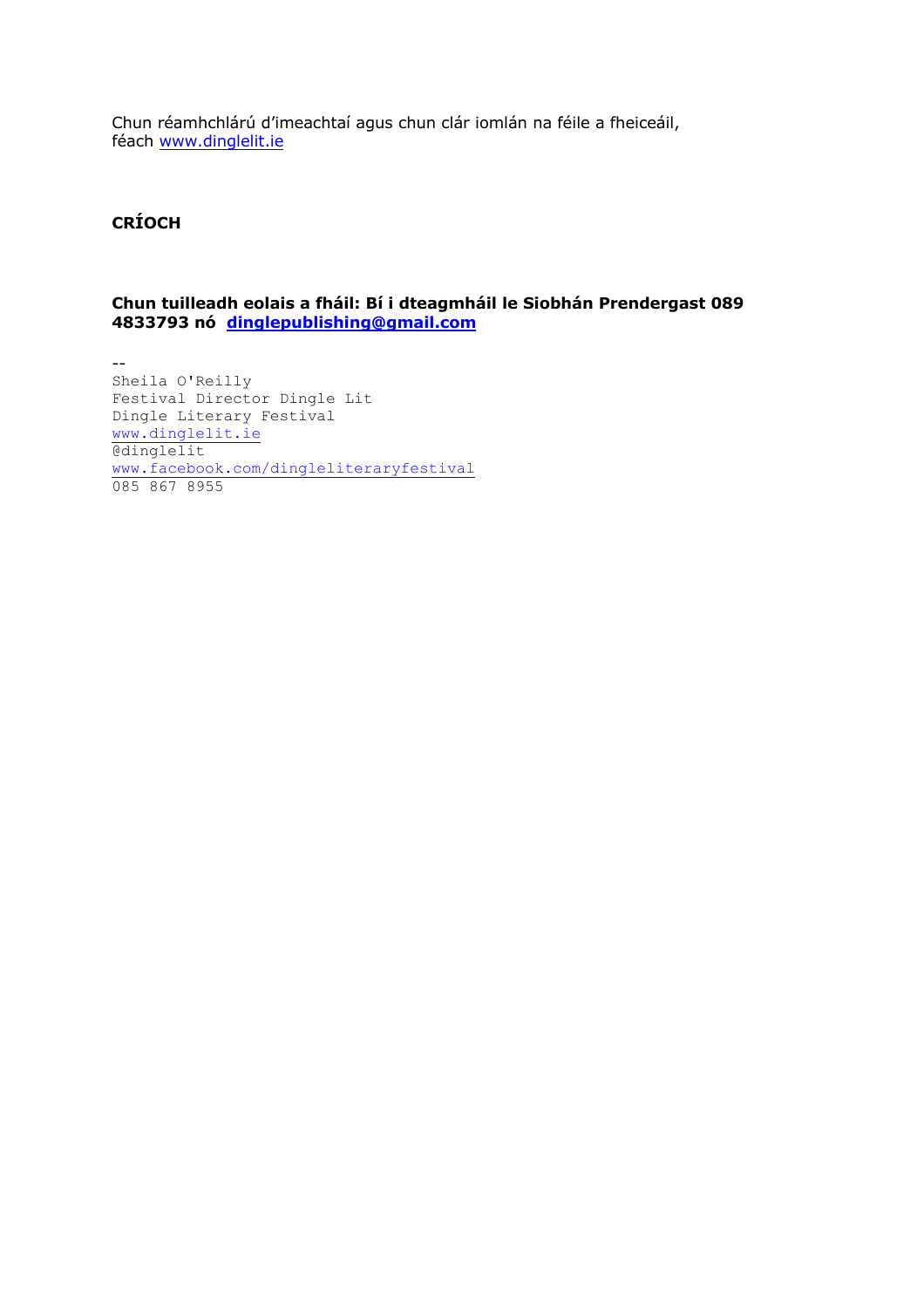Chun réamhchlárú d'imeachtaí agus chun clár iomlán na féile a fheiceáil, féach www.dinglelit.ie

**CRÍOCH**

**Chun tuilleadh eolais a fháil: Bí i dteagmháil le Siobhán Prendergast 089 4833793 nó dinglepublishing@gmail.com**

--
Sheila O'Reilly
Festival Director Dingle Lit
Dingle Literary Festival
www.dinglelit.ie
@dinglelit
www.facebook.com/dingleliteraryfestival
085 867 8955